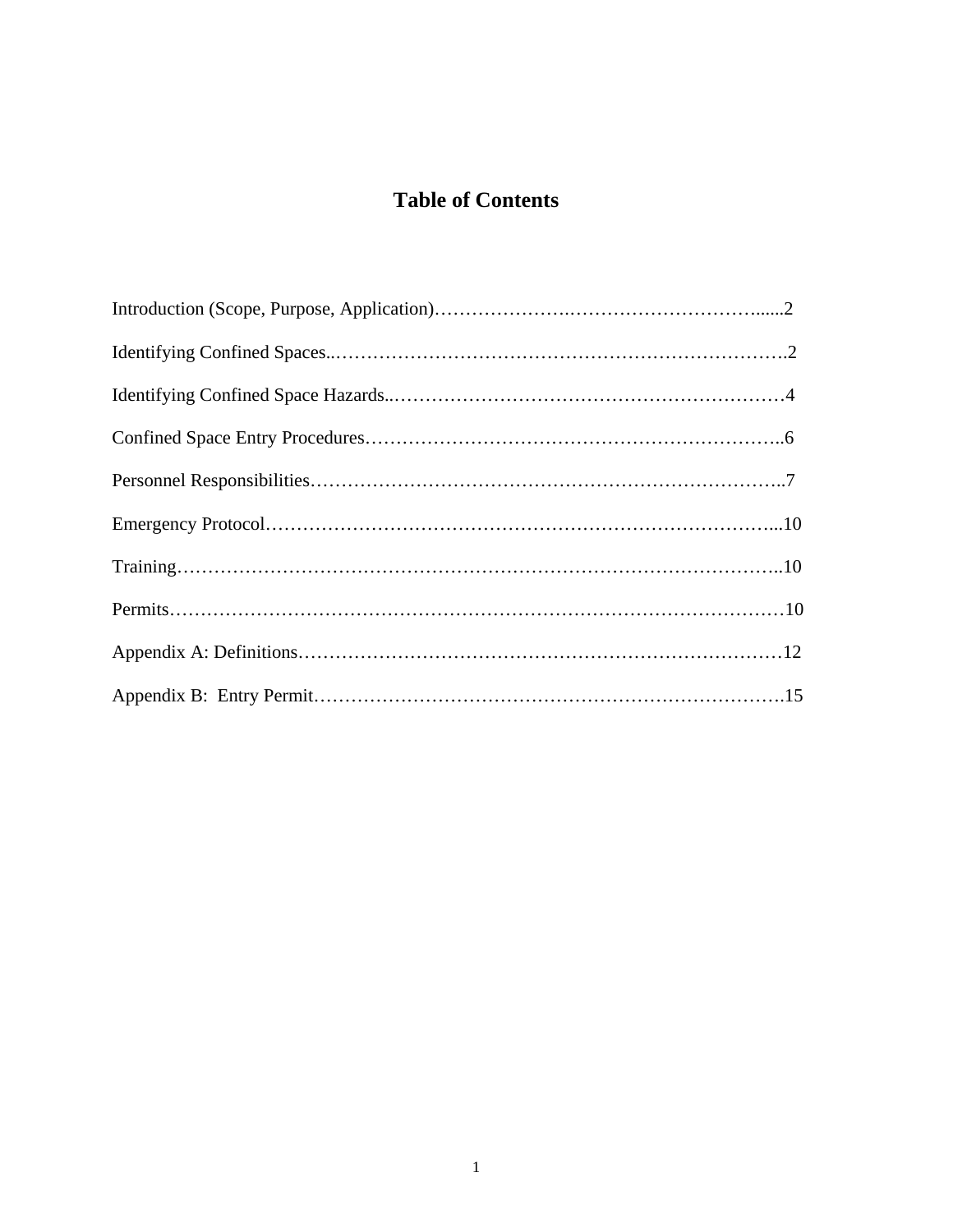# Table of Contents

Introduction (Scope, Purpose, Application)……………………………………………………......2

Identifying Confined Spaces..…………………………………………………………………….2

Identifying Confined Space Hazards..………………………………………………………4

Confined Space Entry Procedures………………………………………………………..6

Personnel Responsibilities………………………………………………………………….7

Emergency Protocol……………………………………………………………………...10

Training…………………………………………………………………………………..10

Permits……………………………………………………………………………………10

Appendix A: Definitions…………………………………………………………………12

Appendix B: Entry Permit……………………………………………………………….15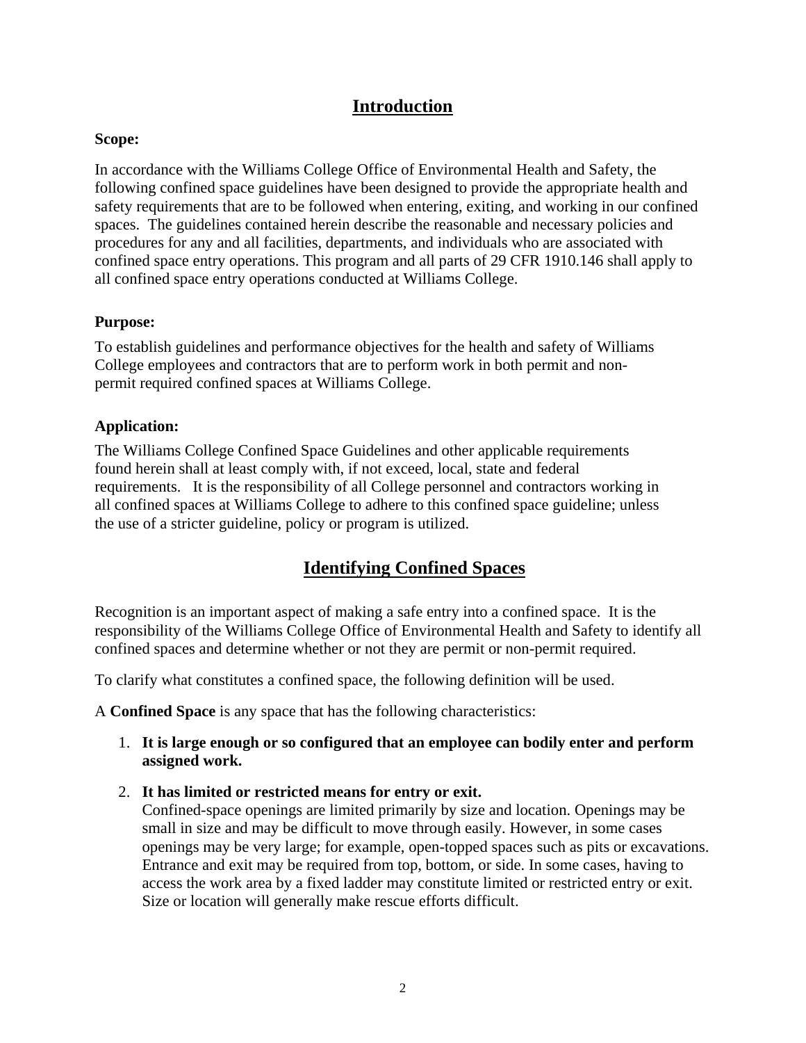## Introduction

**Scope:**

In accordance with the Williams College Office of Environmental Health and Safety, the following confined space guidelines have been designed to provide the appropriate health and safety requirements that are to be followed when entering, exiting, and working in our confined spaces. The guidelines contained herein describe the reasonable and necessary policies and procedures for any and all facilities, departments, and individuals who are associated with confined space entry operations. This program and all parts of 29 CFR 1910.146 shall apply to all confined space entry operations conducted at Williams College.

**Purpose:**

To establish guidelines and performance objectives for the health and safety of Williams College employees and contractors that are to perform work in both permit and non-permit required confined spaces at Williams College.

**Application:**

The Williams College Confined Space Guidelines and other applicable requirements found herein shall at least comply with, if not exceed, local, state and federal requirements. It is the responsibility of all College personnel and contractors working in all confined spaces at Williams College to adhere to this confined space guideline; unless the use of a stricter guideline, policy or program is utilized.

## Identifying Confined Spaces

Recognition is an important aspect of making a safe entry into a confined space. It is the responsibility of the Williams College Office of Environmental Health and Safety to identify all confined spaces and determine whether or not they are permit or non-permit required.

To clarify what constitutes a confined space, the following definition will be used.

A **Confined Space** is any space that has the following characteristics:

1. **It is large enough or so configured that an employee can bodily enter and perform assigned work.**
2. **It has limited or restricted means for entry or exit.**
   Confined-space openings are limited primarily by size and location. Openings may be small in size and may be difficult to move through easily. However, in some cases openings may be very large; for example, open-topped spaces such as pits or excavations. Entrance and exit may be required from top, bottom, or side. In some cases, having to access the work area by a fixed ladder may constitute limited or restricted entry or exit. Size or location will generally make rescue efforts difficult.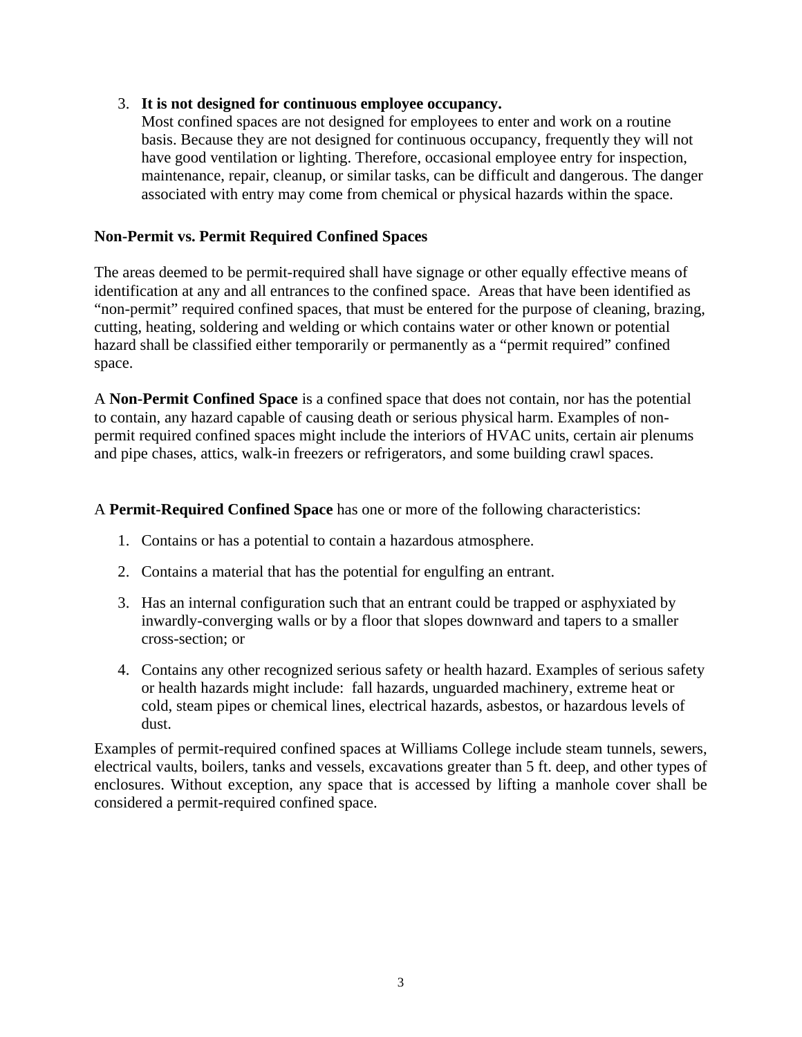3. **It is not designed for continuous employee occupancy.**
   Most confined spaces are not designed for employees to enter and work on a routine basis. Because they are not designed for continuous occupancy, frequently they will not have good ventilation or lighting. Therefore, occasional employee entry for inspection, maintenance, repair, cleanup, or similar tasks, can be difficult and dangerous. The danger associated with entry may come from chemical or physical hazards within the space.

**Non-Permit vs. Permit Required Confined Spaces**

The areas deemed to be permit-required shall have signage or other equally effective means of identification at any and all entrances to the confined space. Areas that have been identified as "non-permit" required confined spaces, that must be entered for the purpose of cleaning, brazing, cutting, heating, soldering and welding or which contains water or other known or potential hazard shall be classified either temporarily or permanently as a "permit required" confined space.

A **Non-Permit Confined Space** is a confined space that does not contain, nor has the potential to contain, any hazard capable of causing death or serious physical harm. Examples of non-permit required confined spaces might include the interiors of HVAC units, certain air plenums and pipe chases, attics, walk-in freezers or refrigerators, and some building crawl spaces.

A **Permit-Required Confined Space** has one or more of the following characteristics:

1. Contains or has a potential to contain a hazardous atmosphere.
2. Contains a material that has the potential for engulfing an entrant.
3. Has an internal configuration such that an entrant could be trapped or asphyxiated by inwardly-converging walls or by a floor that slopes downward and tapers to a smaller cross-section; or
4. Contains any other recognized serious safety or health hazard. Examples of serious safety or health hazards might include: fall hazards, unguarded machinery, extreme heat or cold, steam pipes or chemical lines, electrical hazards, asbestos, or hazardous levels of dust.

Examples of permit-required confined spaces at Williams College include steam tunnels, sewers, electrical vaults, boilers, tanks and vessels, excavations greater than 5 ft. deep, and other types of enclosures. Without exception, any space that is accessed by lifting a manhole cover shall be considered a permit-required confined space.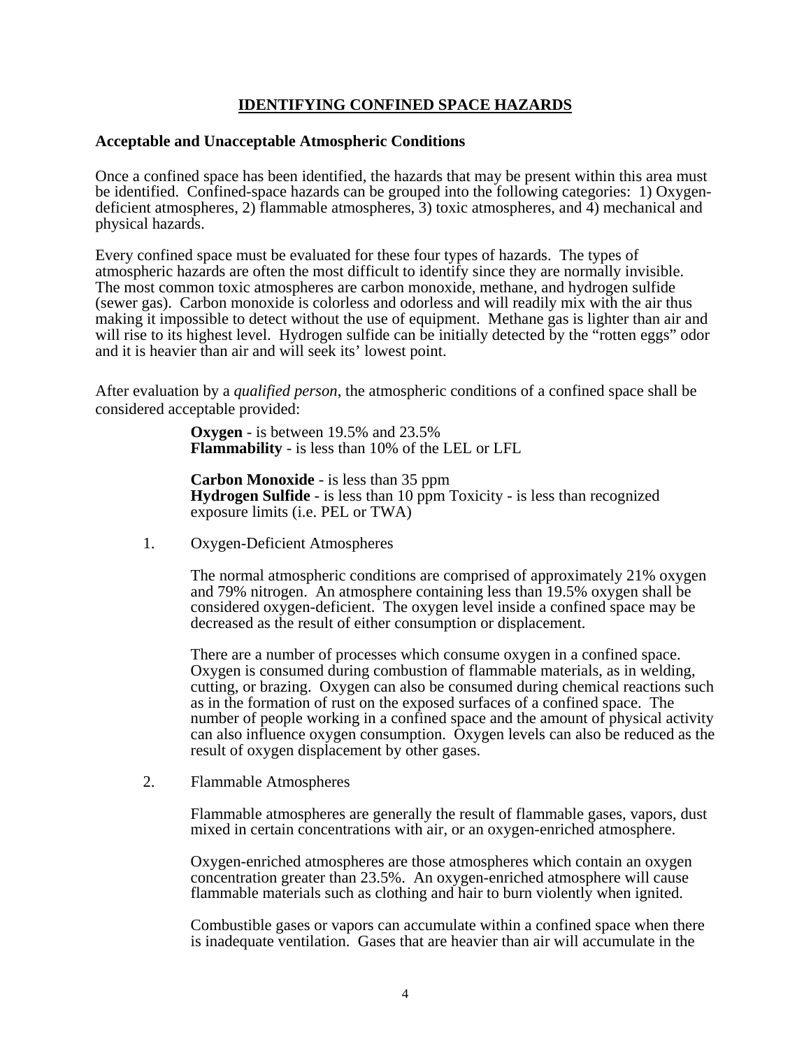# IDENTIFYING CONFINED SPACE HAZARDS

**Acceptable and Unacceptable Atmospheric Conditions**

Once a confined space has been identified, the hazards that may be present within this area must be identified. Confined-space hazards can be grouped into the following categories: 1) Oxygen-deficient atmospheres, 2) flammable atmospheres, 3) toxic atmospheres, and 4) mechanical and physical hazards.

Every confined space must be evaluated for these four types of hazards. The types of atmospheric hazards are often the most difficult to identify since they are normally invisible. The most common toxic atmospheres are carbon monoxide, methane, and hydrogen sulfide (sewer gas). Carbon monoxide is colorless and odorless and will readily mix with the air thus making it impossible to detect without the use of equipment. Methane gas is lighter than air and will rise to its highest level. Hydrogen sulfide can be initially detected by the "rotten eggs" odor and it is heavier than air and will seek its' lowest point.

After evaluation by a *qualified person*, the atmospheric conditions of a confined space shall be considered acceptable provided:

> **Oxygen** - is between 19.5% and 23.5%
> **Flammability** - is less than 10% of the LEL or LFL
>
> **Carbon Monoxide** - is less than 35 ppm
> **Hydrogen Sulfide** - is less than 10 ppm Toxicity - is less than recognized exposure limits (i.e. PEL or TWA)

1. Oxygen-Deficient Atmospheres

   The normal atmospheric conditions are comprised of approximately 21% oxygen and 79% nitrogen. An atmosphere containing less than 19.5% oxygen shall be considered oxygen-deficient. The oxygen level inside a confined space may be decreased as the result of either consumption or displacement.

   There are a number of processes which consume oxygen in a confined space. Oxygen is consumed during combustion of flammable materials, as in welding, cutting, or brazing. Oxygen can also be consumed during chemical reactions such as in the formation of rust on the exposed surfaces of a confined space. The number of people working in a confined space and the amount of physical activity can also influence oxygen consumption. Oxygen levels can also be reduced as the result of oxygen displacement by other gases.

2. Flammable Atmospheres

   Flammable atmospheres are generally the result of flammable gases, vapors, dust mixed in certain concentrations with air, or an oxygen-enriched atmosphere.

   Oxygen-enriched atmospheres are those atmospheres which contain an oxygen concentration greater than 23.5%. An oxygen-enriched atmosphere will cause flammable materials such as clothing and hair to burn violently when ignited.

   Combustible gases or vapors can accumulate within a confined space when there is inadequate ventilation. Gases that are heavier than air will accumulate in the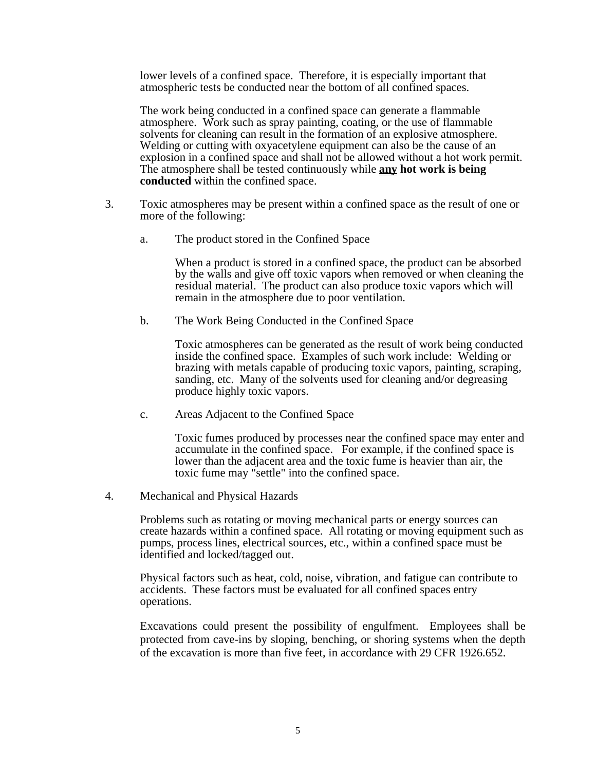lower levels of a confined space. Therefore, it is especially important that atmospheric tests be conducted near the bottom of all confined spaces.

The work being conducted in a confined space can generate a flammable atmosphere. Work such as spray painting, coating, or the use of flammable solvents for cleaning can result in the formation of an explosive atmosphere. Welding or cutting with oxyacetylene equipment can also be the cause of an explosion in a confined space and shall not be allowed without a hot work permit. The atmosphere shall be tested continuously while **<u>any</u> hot work is being conducted** within the confined space.

3. Toxic atmospheres may be present within a confined space as the result of one or more of the following:

   a. The product stored in the Confined Space

      When a product is stored in a confined space, the product can be absorbed by the walls and give off toxic vapors when removed or when cleaning the residual material. The product can also produce toxic vapors which will remain in the atmosphere due to poor ventilation.

   b. The Work Being Conducted in the Confined Space

      Toxic atmospheres can be generated as the result of work being conducted inside the confined space. Examples of such work include: Welding or brazing with metals capable of producing toxic vapors, painting, scraping, sanding, etc. Many of the solvents used for cleaning and/or degreasing produce highly toxic vapors.

   c. Areas Adjacent to the Confined Space

      Toxic fumes produced by processes near the confined space may enter and accumulate in the confined space. For example, if the confined space is lower than the adjacent area and the toxic fume is heavier than air, the toxic fume may "settle" into the confined space.

4. Mechanical and Physical Hazards

   Problems such as rotating or moving mechanical parts or energy sources can create hazards within a confined space. All rotating or moving equipment such as pumps, process lines, electrical sources, etc., within a confined space must be identified and locked/tagged out.

   Physical factors such as heat, cold, noise, vibration, and fatigue can contribute to accidents. These factors must be evaluated for all confined spaces entry operations.

   Excavations could present the possibility of engulfment. Employees shall be protected from cave-ins by sloping, benching, or shoring systems when the depth of the excavation is more than five feet, in accordance with 29 CFR 1926.652.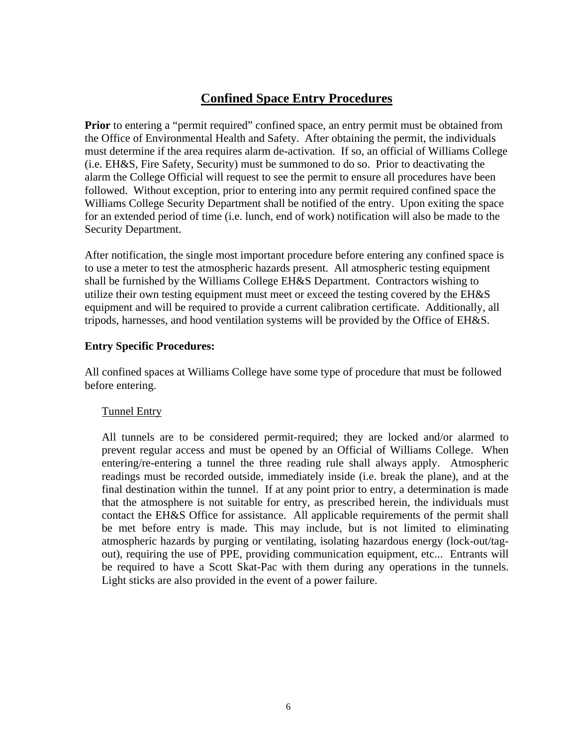## Confined Space Entry Procedures

**Prior** to entering a "permit required" confined space, an entry permit must be obtained from the Office of Environmental Health and Safety. After obtaining the permit, the individuals must determine if the area requires alarm de-activation. If so, an official of Williams College (i.e. EH&S, Fire Safety, Security) must be summoned to do so. Prior to deactivating the alarm the College Official will request to see the permit to ensure all procedures have been followed. Without exception, prior to entering into any permit required confined space the Williams College Security Department shall be notified of the entry. Upon exiting the space for an extended period of time (i.e. lunch, end of work) notification will also be made to the Security Department.

After notification, the single most important procedure before entering any confined space is to use a meter to test the atmospheric hazards present. All atmospheric testing equipment shall be furnished by the Williams College EH&S Department. Contractors wishing to utilize their own testing equipment must meet or exceed the testing covered by the EH&S equipment and will be required to provide a current calibration certificate. Additionally, all tripods, harnesses, and hood ventilation systems will be provided by the Office of EH&S.

**Entry Specific Procedures:**

All confined spaces at Williams College have some type of procedure that must be followed before entering.

Tunnel Entry

All tunnels are to be considered permit-required; they are locked and/or alarmed to prevent regular access and must be opened by an Official of Williams College. When entering/re-entering a tunnel the three reading rule shall always apply. Atmospheric readings must be recorded outside, immediately inside (i.e. break the plane), and at the final destination within the tunnel. If at any point prior to entry, a determination is made that the atmosphere is not suitable for entry, as prescribed herein, the individuals must contact the EH&S Office for assistance. All applicable requirements of the permit shall be met before entry is made. This may include, but is not limited to eliminating atmospheric hazards by purging or ventilating, isolating hazardous energy (lock-out/tag-out), requiring the use of PPE, providing communication equipment, etc... Entrants will be required to have a Scott Skat-Pac with them during any operations in the tunnels. Light sticks are also provided in the event of a power failure.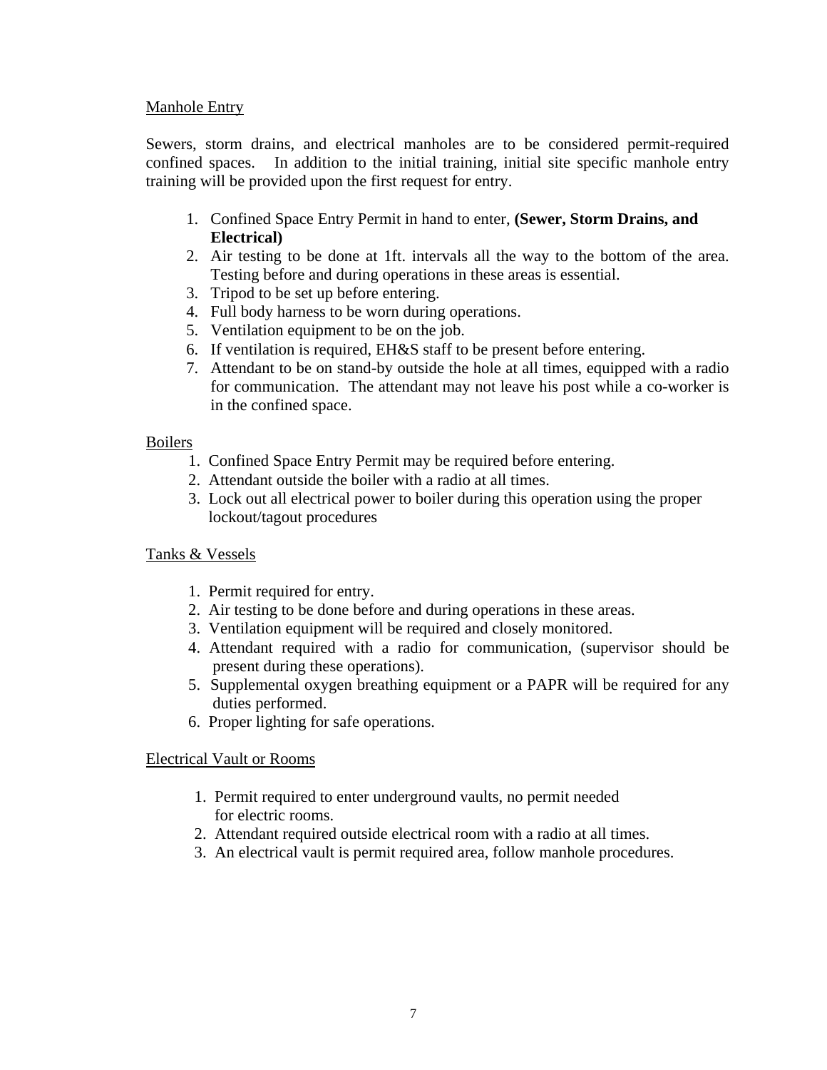## Manhole Entry

Sewers, storm drains, and electrical manholes are to be considered permit-required confined spaces. In addition to the initial training, initial site specific manhole entry training will be provided upon the first request for entry.

1. Confined Space Entry Permit in hand to enter, **(Sewer, Storm Drains, and Electrical)**
2. Air testing to be done at 1ft. intervals all the way to the bottom of the area. Testing before and during operations in these areas is essential.
3. Tripod to be set up before entering.
4. Full body harness to be worn during operations.
5. Ventilation equipment to be on the job.
6. If ventilation is required, EH&S staff to be present before entering.
7. Attendant to be on stand-by outside the hole at all times, equipped with a radio for communication. The attendant may not leave his post while a co-worker is in the confined space.

## Boilers

1. Confined Space Entry Permit may be required before entering.
2. Attendant outside the boiler with a radio at all times.
3. Lock out all electrical power to boiler during this operation using the proper lockout/tagout procedures

## Tanks & Vessels

1. Permit required for entry.
2. Air testing to be done before and during operations in these areas.
3. Ventilation equipment will be required and closely monitored.
4. Attendant required with a radio for communication, (supervisor should be present during these operations).
5. Supplemental oxygen breathing equipment or a PAPR will be required for any duties performed.
6. Proper lighting for safe operations.

## Electrical Vault or Rooms

1. Permit required to enter underground vaults, no permit needed for electric rooms.
2. Attendant required outside electrical room with a radio at all times.
3. An electrical vault is permit required area, follow manhole procedures.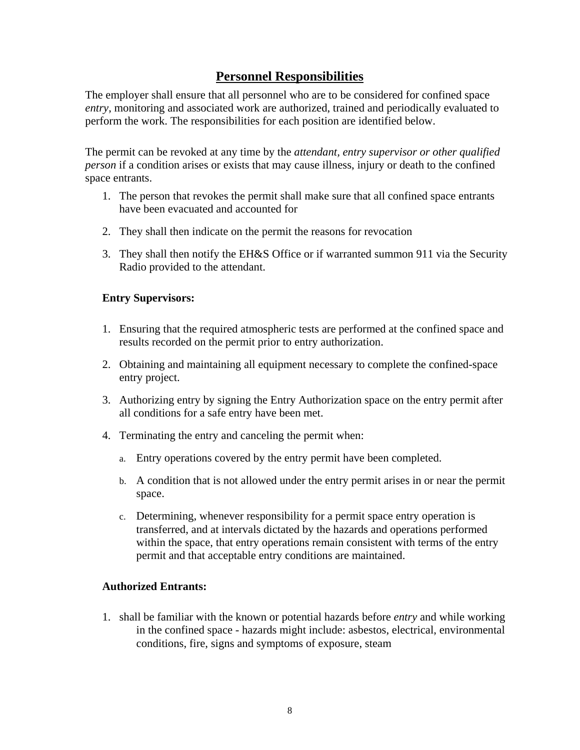## Personnel Responsibilities

The employer shall ensure that all personnel who are to be considered for confined space *entry*, monitoring and associated work are authorized, trained and periodically evaluated to perform the work. The responsibilities for each position are identified below.

The permit can be revoked at any time by the *attendant, entry supervisor or other qualified person* if a condition arises or exists that may cause illness, injury or death to the confined space entrants.

1. The person that revokes the permit shall make sure that all confined space entrants have been evacuated and accounted for
2. They shall then indicate on the permit the reasons for revocation
3. They shall then notify the EH&S Office or if warranted summon 911 via the Security Radio provided to the attendant.

**Entry Supervisors:**

1. Ensuring that the required atmospheric tests are performed at the confined space and results recorded on the permit prior to entry authorization.
2. Obtaining and maintaining all equipment necessary to complete the confined-space entry project.
3. Authorizing entry by signing the Entry Authorization space on the entry permit after all conditions for a safe entry have been met.
4. Terminating the entry and canceling the permit when:
   a. Entry operations covered by the entry permit have been completed.
   b. A condition that is not allowed under the entry permit arises in or near the permit space.
   c. Determining, whenever responsibility for a permit space entry operation is transferred, and at intervals dictated by the hazards and operations performed within the space, that entry operations remain consistent with terms of the entry permit and that acceptable entry conditions are maintained.

**Authorized Entrants:**

1. shall be familiar with the known or potential hazards before *entry* and while working in the confined space - hazards might include: asbestos, electrical, environmental conditions, fire, signs and symptoms of exposure, steam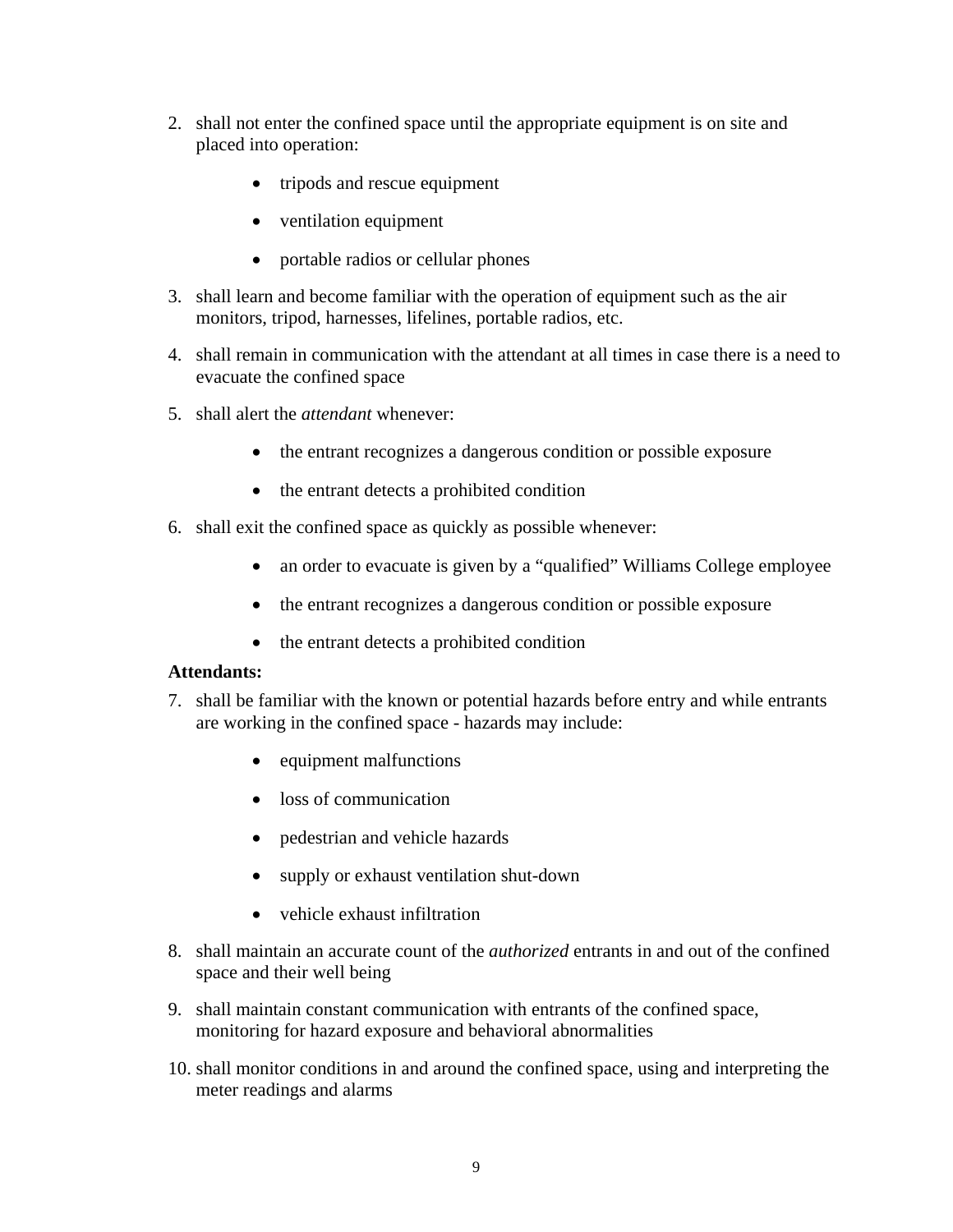2. shall not enter the confined space until the appropriate equipment is on site and placed into operation:

    - tripods and rescue equipment
    - ventilation equipment
    - portable radios or cellular phones

3. shall learn and become familiar with the operation of equipment such as the air monitors, tripod, harnesses, lifelines, portable radios, etc.

4. shall remain in communication with the attendant at all times in case there is a need to evacuate the confined space

5. shall alert the *attendant* whenever:

    - the entrant recognizes a dangerous condition or possible exposure
    - the entrant detects a prohibited condition

6. shall exit the confined space as quickly as possible whenever:

    - an order to evacuate is given by a “qualified” Williams College employee
    - the entrant recognizes a dangerous condition or possible exposure
    - the entrant detects a prohibited condition

**Attendants:**

7. shall be familiar with the known or potential hazards before entry and while entrants are working in the confined space - hazards may include:

    - equipment malfunctions
    - loss of communication
    - pedestrian and vehicle hazards
    - supply or exhaust ventilation shut-down
    - vehicle exhaust infiltration

8. shall maintain an accurate count of the *authorized* entrants in and out of the confined space and their well being

9. shall maintain constant communication with entrants of the confined space, monitoring for hazard exposure and behavioral abnormalities

10. shall monitor conditions in and around the confined space, using and interpreting the meter readings and alarms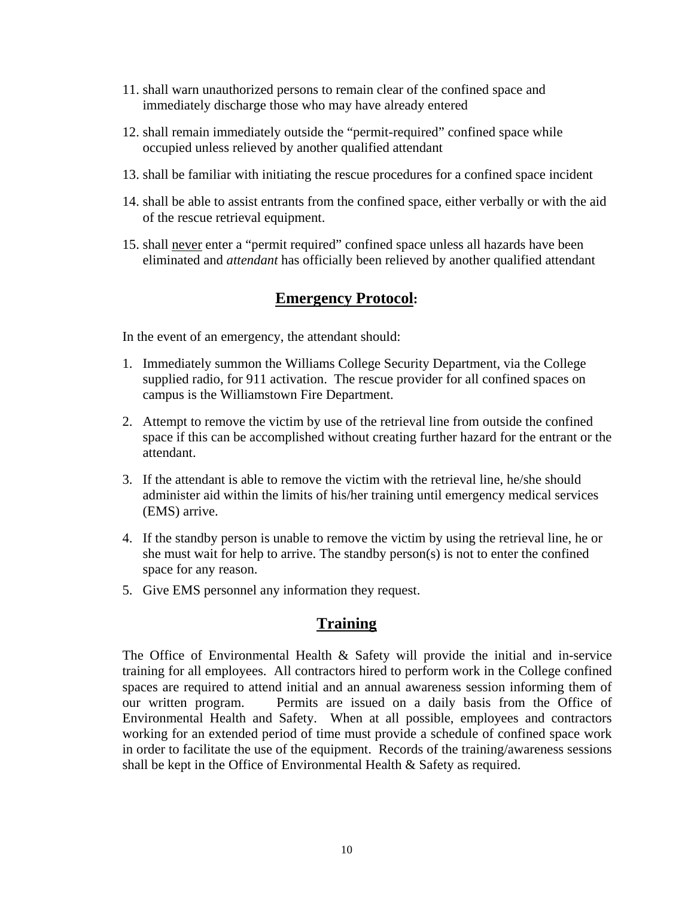11. shall warn unauthorized persons to remain clear of the confined space and immediately discharge those who may have already entered
12. shall remain immediately outside the “permit-required” confined space while occupied unless relieved by another qualified attendant
13. shall be familiar with initiating the rescue procedures for a confined space incident
14. shall be able to assist entrants from the confined space, either verbally or with the aid of the rescue retrieval equipment.
15. shall <u>never</u> enter a “permit required” confined space unless all hazards have been eliminated and *attendant* has officially been relieved by another qualified attendant

## Emergency Protocol:

In the event of an emergency, the attendant should:

1. Immediately summon the Williams College Security Department, via the College supplied radio, for 911 activation. The rescue provider for all confined spaces on campus is the Williamstown Fire Department.
2. Attempt to remove the victim by use of the retrieval line from outside the confined space if this can be accomplished without creating further hazard for the entrant or the attendant.
3. If the attendant is able to remove the victim with the retrieval line, he/she should administer aid within the limits of his/her training until emergency medical services (EMS) arrive.
4. If the standby person is unable to remove the victim by using the retrieval line, he or she must wait for help to arrive. The standby person(s) is not to enter the confined space for any reason.
5. Give EMS personnel any information they request.

## Training

The Office of Environmental Health & Safety will provide the initial and in-service training for all employees. All contractors hired to perform work in the College confined spaces are required to attend initial and an annual awareness session informing them of our written program. Permits are issued on a daily basis from the Office of Environmental Health and Safety. When at all possible, employees and contractors working for an extended period of time must provide a schedule of confined space work in order to facilitate the use of the equipment. Records of the training/awareness sessions shall be kept in the Office of Environmental Health & Safety as required.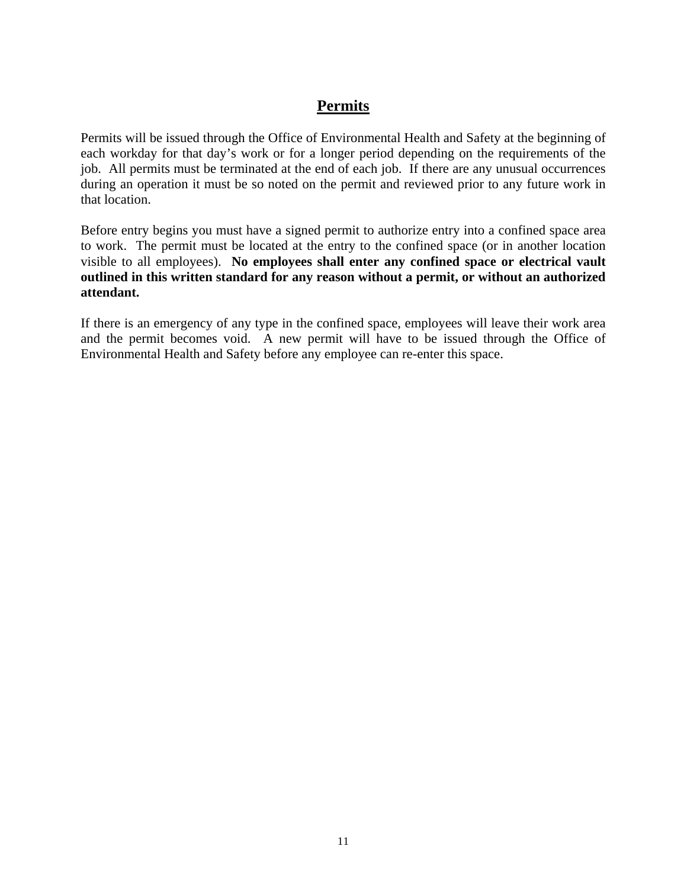# Permits

Permits will be issued through the Office of Environmental Health and Safety at the beginning of each workday for that day's work or for a longer period depending on the requirements of the job. All permits must be terminated at the end of each job. If there are any unusual occurrences during an operation it must be so noted on the permit and reviewed prior to any future work in that location.

Before entry begins you must have a signed permit to authorize entry into a confined space area to work. The permit must be located at the entry to the confined space (or in another location visible to all employees). **No employees shall enter any confined space or electrical vault outlined in this written standard for any reason without a permit, or without an authorized attendant.**

If there is an emergency of any type in the confined space, employees will leave their work area and the permit becomes void. A new permit will have to be issued through the Office of Environmental Health and Safety before any employee can re-enter this space.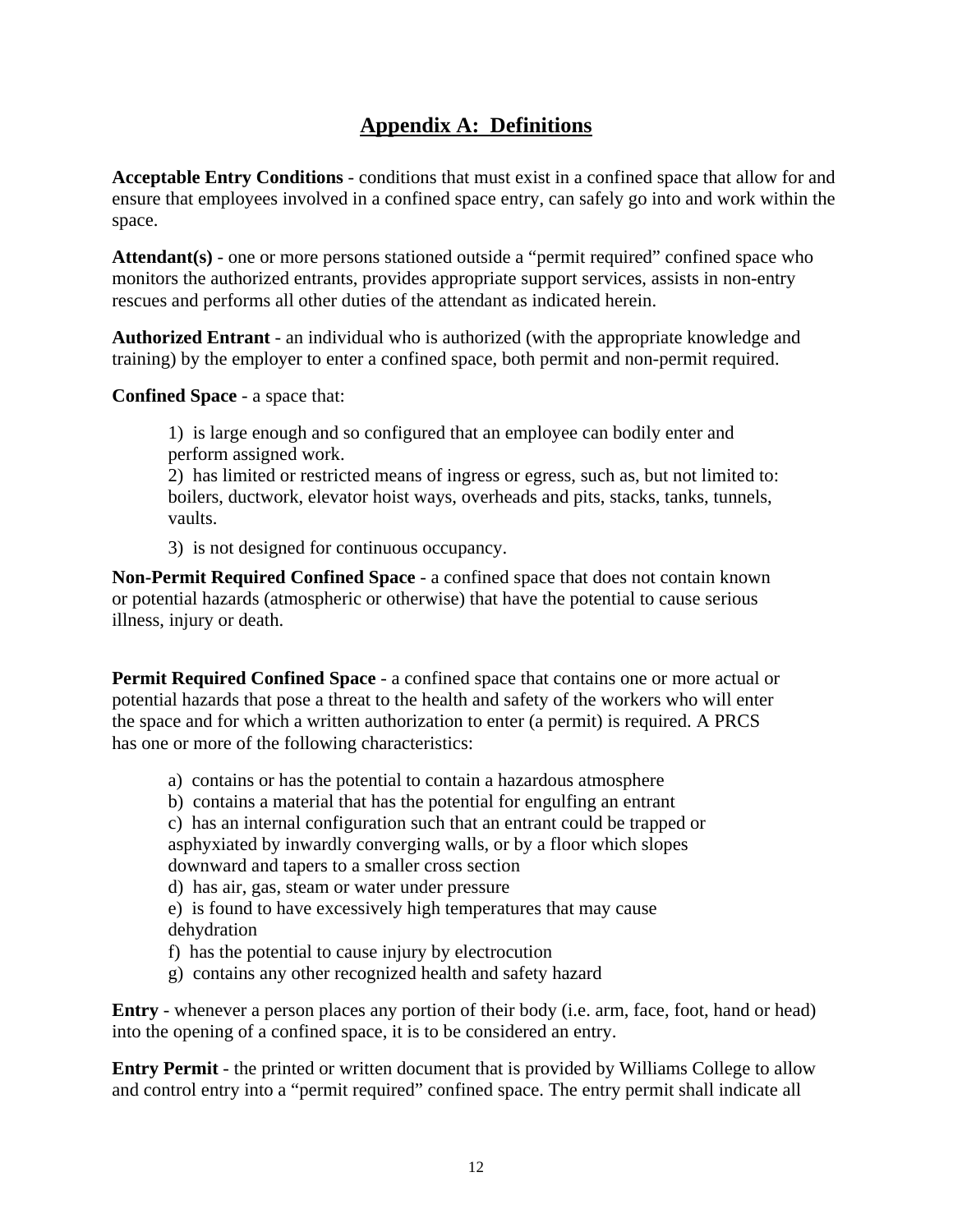## Appendix A: Definitions

**Acceptable Entry Conditions** - conditions that must exist in a confined space that allow for and ensure that employees involved in a confined space entry, can safely go into and work within the space.

**Attendant(s)** - one or more persons stationed outside a "permit required" confined space who monitors the authorized entrants, provides appropriate support services, assists in non-entry rescues and performs all other duties of the attendant as indicated herein.

**Authorized Entrant** - an individual who is authorized (with the appropriate knowledge and training) by the employer to enter a confined space, both permit and non-permit required.

**Confined Space** - a space that:

1) is large enough and so configured that an employee can bodily enter and perform assigned work.
2) has limited or restricted means of ingress or egress, such as, but not limited to: boilers, ductwork, elevator hoist ways, overheads and pits, stacks, tanks, tunnels, vaults.
3) is not designed for continuous occupancy.

**Non-Permit Required Confined Space** - a confined space that does not contain known or potential hazards (atmospheric or otherwise) that have the potential to cause serious illness, injury or death.

**Permit Required Confined Space** - a confined space that contains one or more actual or potential hazards that pose a threat to the health and safety of the workers who will enter the space and for which a written authorization to enter (a permit) is required. A PRCS has one or more of the following characteristics:

a) contains or has the potential to contain a hazardous atmosphere
b) contains a material that has the potential for engulfing an entrant
c) has an internal configuration such that an entrant could be trapped or asphyxiated by inwardly converging walls, or by a floor which slopes downward and tapers to a smaller cross section
d) has air, gas, steam or water under pressure
e) is found to have excessively high temperatures that may cause dehydration
f) has the potential to cause injury by electrocution
g) contains any other recognized health and safety hazard

**Entry** - whenever a person places any portion of their body (i.e. arm, face, foot, hand or head) into the opening of a confined space, it is to be considered an entry.

**Entry Permit** - the printed or written document that is provided by Williams College to allow and control entry into a "permit required" confined space. The entry permit shall indicate all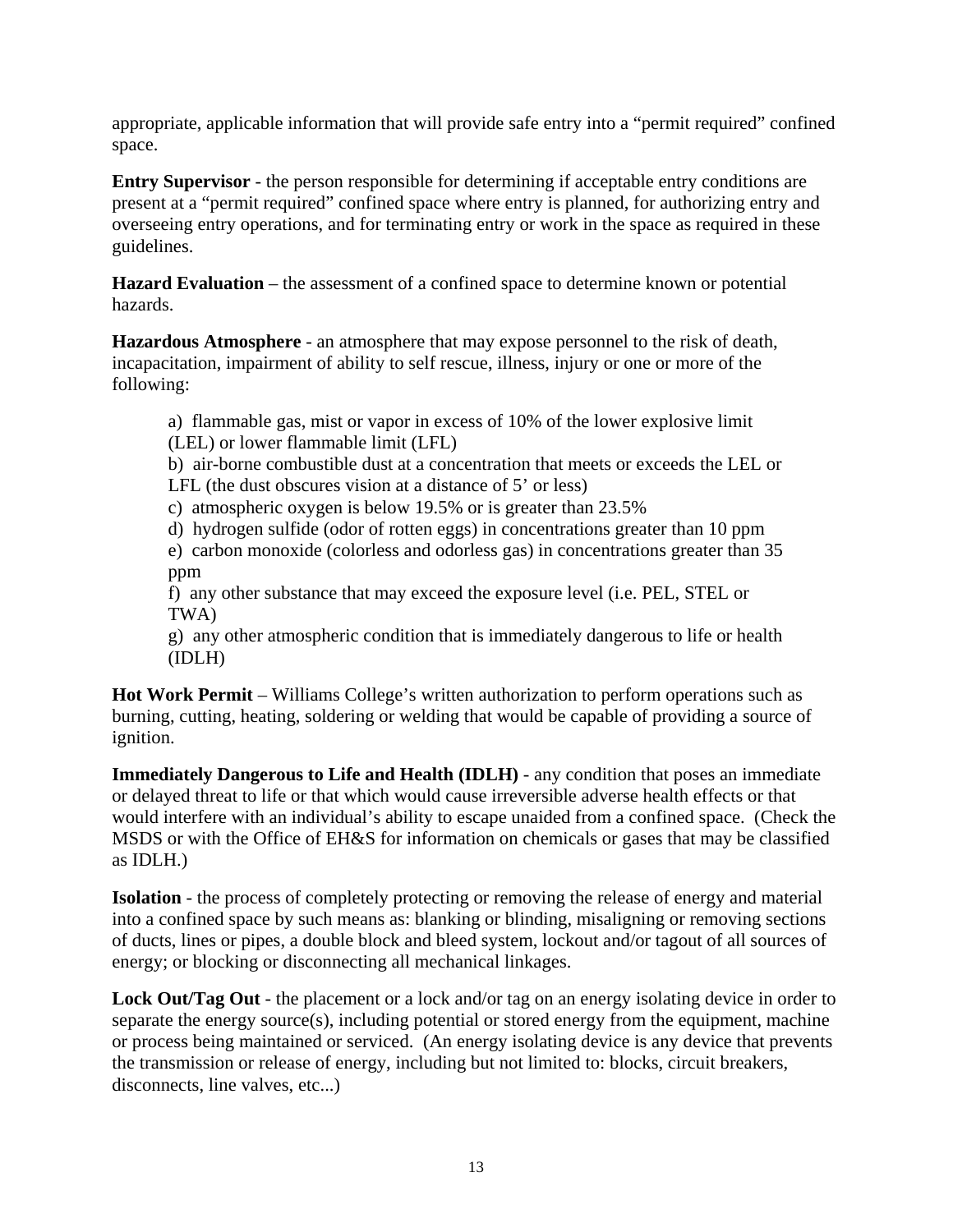appropriate, applicable information that will provide safe entry into a "permit required" confined space.

**Entry Supervisor** - the person responsible for determining if acceptable entry conditions are present at a "permit required" confined space where entry is planned, for authorizing entry and overseeing entry operations, and for terminating entry or work in the space as required in these guidelines.

**Hazard Evaluation** – the assessment of a confined space to determine known or potential hazards.

**Hazardous Atmosphere** - an atmosphere that may expose personnel to the risk of death, incapacitation, impairment of ability to self rescue, illness, injury or one or more of the following:

> a) flammable gas, mist or vapor in excess of 10% of the lower explosive limit (LEL) or lower flammable limit (LFL)
> b) air-borne combustible dust at a concentration that meets or exceeds the LEL or LFL (the dust obscures vision at a distance of 5' or less)
> c) atmospheric oxygen is below 19.5% or is greater than 23.5%
> d) hydrogen sulfide (odor of rotten eggs) in concentrations greater than 10 ppm
> e) carbon monoxide (colorless and odorless gas) in concentrations greater than 35 ppm
> f) any other substance that may exceed the exposure level (i.e. PEL, STEL or TWA)
> g) any other atmospheric condition that is immediately dangerous to life or health (IDLH)

**Hot Work Permit** – Williams College's written authorization to perform operations such as burning, cutting, heating, soldering or welding that would be capable of providing a source of ignition.

**Immediately Dangerous to Life and Health (IDLH)** - any condition that poses an immediate or delayed threat to life or that which would cause irreversible adverse health effects or that would interfere with an individual's ability to escape unaided from a confined space. (Check the MSDS or with the Office of EH&S for information on chemicals or gases that may be classified as IDLH.)

**Isolation** - the process of completely protecting or removing the release of energy and material into a confined space by such means as: blanking or blinding, misaligning or removing sections of ducts, lines or pipes, a double block and bleed system, lockout and/or tagout of all sources of energy; or blocking or disconnecting all mechanical linkages.

**Lock Out/Tag Out** - the placement or a lock and/or tag on an energy isolating device in order to separate the energy source(s), including potential or stored energy from the equipment, machine or process being maintained or serviced. (An energy isolating device is any device that prevents the transmission or release of energy, including but not limited to: blocks, circuit breakers, disconnects, line valves, etc...)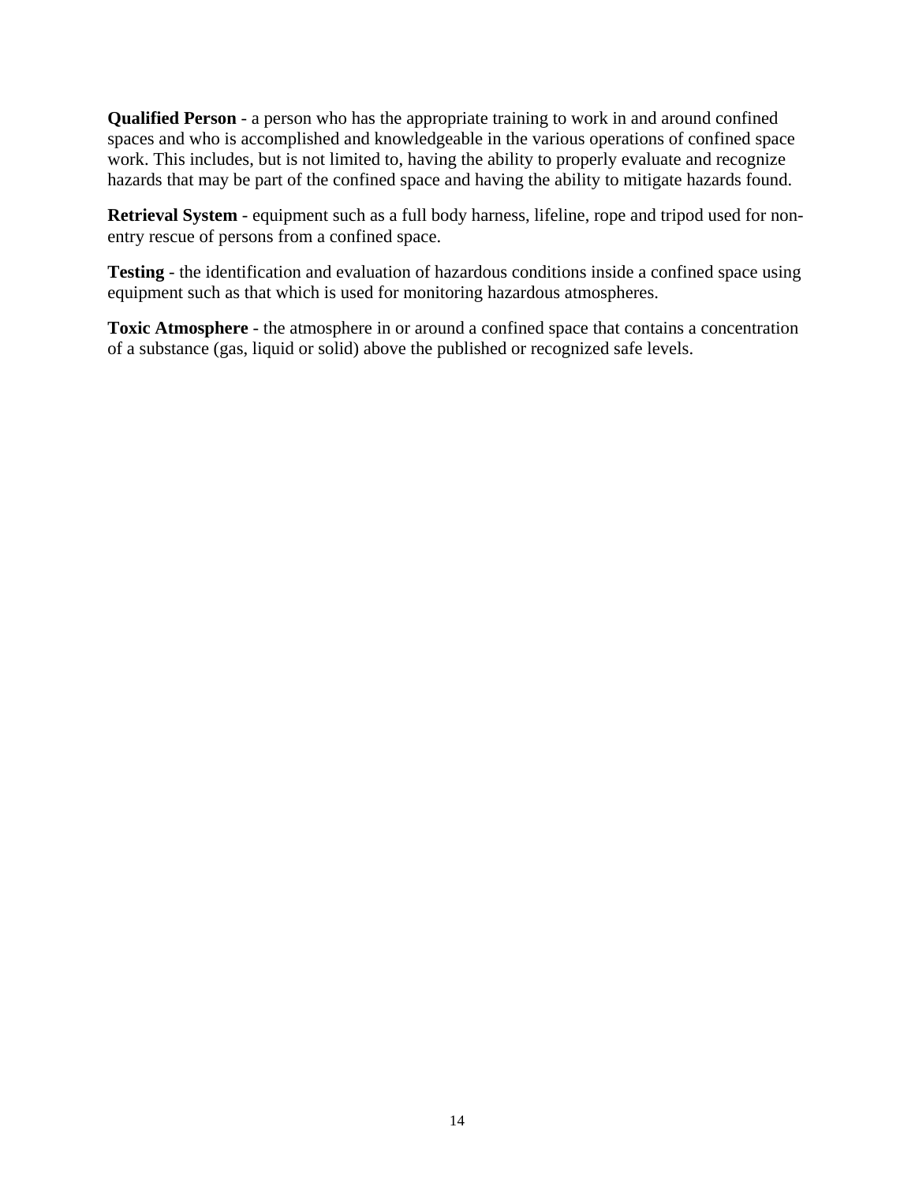**Qualified Person** - a person who has the appropriate training to work in and around confined spaces and who is accomplished and knowledgeable in the various operations of confined space work. This includes, but is not limited to, having the ability to properly evaluate and recognize hazards that may be part of the confined space and having the ability to mitigate hazards found.

**Retrieval System** - equipment such as a full body harness, lifeline, rope and tripod used for non-entry rescue of persons from a confined space.

**Testing** - the identification and evaluation of hazardous conditions inside a confined space using equipment such as that which is used for monitoring hazardous atmospheres.

**Toxic Atmosphere** - the atmosphere in or around a confined space that contains a concentration of a substance (gas, liquid or solid) above the published or recognized safe levels.